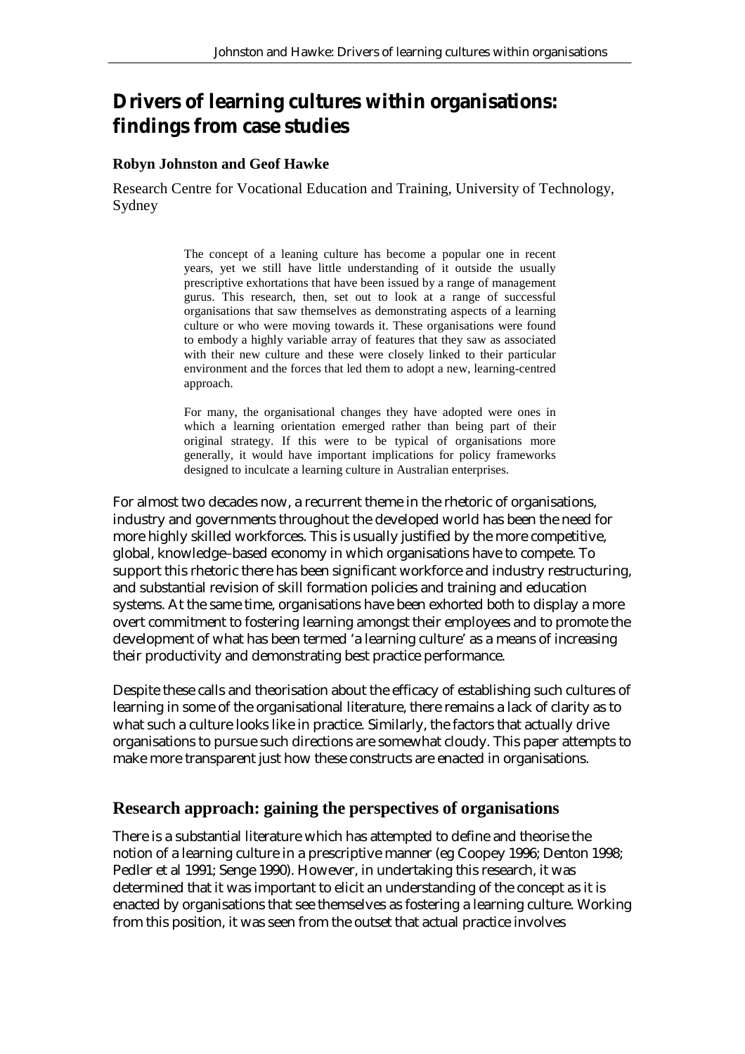# Drivers of learning cultures within organisations: findings from case studies

**Robyn Johnston and Geof Hawke**

Research Centre for Vocational Education and Training, University of Technology, Sydney

> The concept of a leaning culture has become a popular one in recent years, yet we still have little understanding of it outside the usually prescriptive exhortations that have been issued by a range of management gurus. This research, then, set out to look at a range of successful organisations that saw themselves as demonstrating aspects of a learning culture or who were moving towards it. These organisations were found to embody a highly variable array of features that they saw as associated with their new culture and these were closely linked to their particular environment and the forces that led them to adopt a new, learning-centred approach.
>
> For many, the organisational changes they have adopted were ones in which a learning orientation emerged rather than being part of their original strategy. If this were to be typical of organisations more generally, it would have important implications for policy frameworks designed to inculcate a learning culture in Australian enterprises.

For almost two decades now, a recurrent theme in the rhetoric of organisations, industry and governments throughout the developed world has been the need for more highly skilled workforces. This is usually justified by the more competitive, global, knowledge–based economy in which organisations have to compete. To support this rhetoric there has been significant workforce and industry restructuring, and substantial revision of skill formation policies and training and education systems. At the same time, organisations have been exhorted both to display a more overt commitment to fostering learning amongst their employees and to promote the development of what has been termed 'a learning culture' as a means of increasing their productivity and demonstrating best practice performance.

Despite these calls and theorisation about the efficacy of establishing such cultures of learning in some of the organisational literature, there remains a lack of clarity as to what such a culture looks like in practice. Similarly, the factors that actually drive organisations to pursue such directions are somewhat cloudy. This paper attempts to make more transparent just how these constructs are enacted in organisations.

## Research approach: gaining the perspectives of organisations

There is a substantial literature which has attempted to define and theorise the notion of a learning culture in a prescriptive manner (eg Coopey 1996; Denton 1998; Pedler et al 1991; Senge 1990). However, in undertaking this research, it was determined that it was important to elicit an understanding of the concept as it is enacted by organisations that see themselves as fostering a learning culture. Working from this position, it was seen from the outset that actual practice involves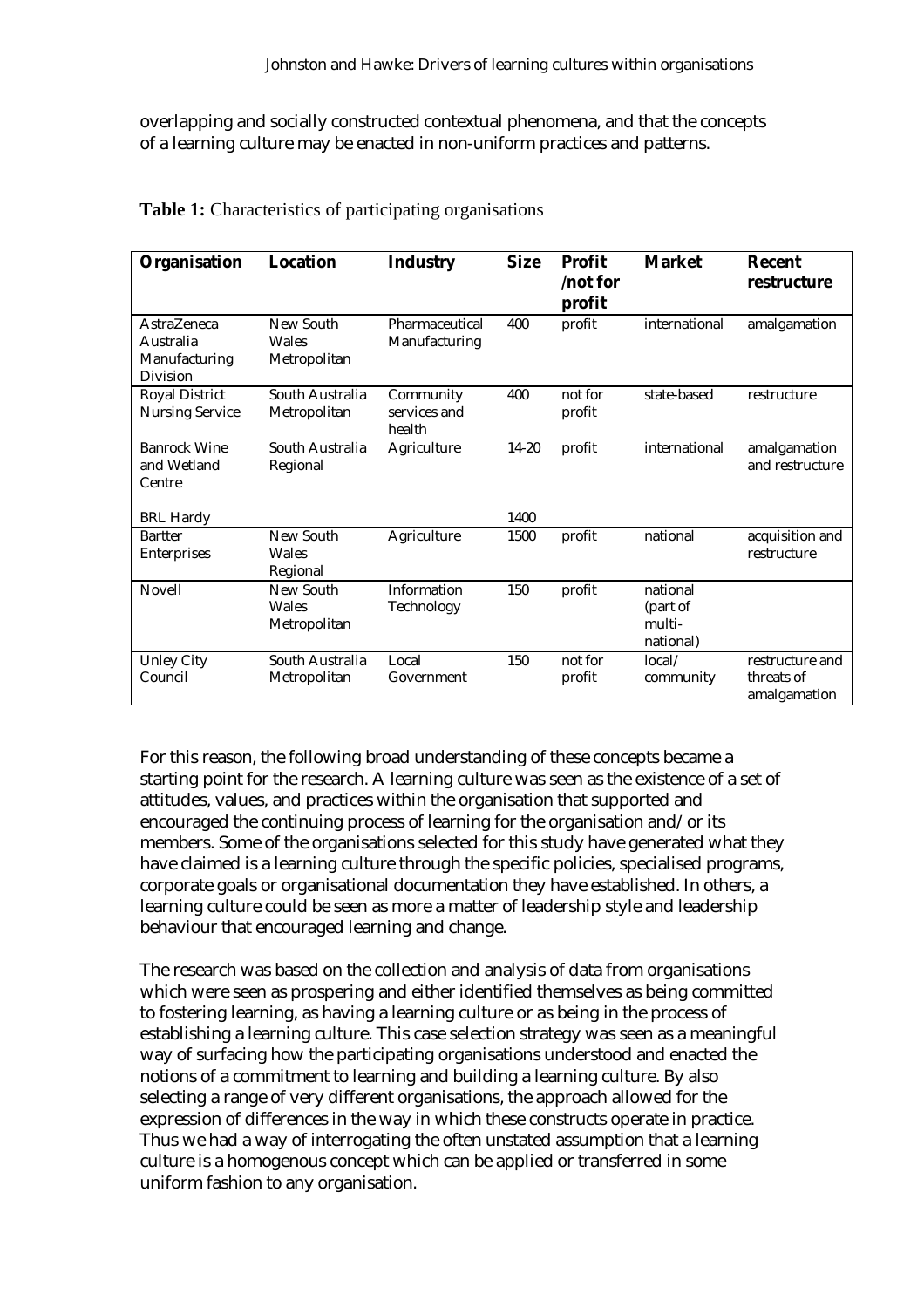overlapping and socially constructed contextual phenomena, and that the concepts of a learning culture may be enacted in non-uniform practices and patterns.

**Table 1:** Characteristics of participating organisations

| Organisation | Location | Industry | Size | Profit /not for profit | Market | Recent restructure |
|---|---|---|---|---|---|---|
| AstraZeneca Australia Manufacturing Division | New South Wales Metropolitan | Pharmaceutical Manufacturing | 400 | profit | international | amalgamation |
| Royal District Nursing Service | South Australia Metropolitan | Community services and health | 400 | not for profit | state-based | restructure |
| Banrock Wine and Wetland Centre<br><br>BRL Hardy | South Australia Regional | Agriculture | 14-20<br><br>1400 | profit | international | amalgamation and restructure |
| Bartter Enterprises | New South Wales Regional | Agriculture | 1500 | profit | national | acquisition and restructure |
| Novell | New South Wales Metropolitan | Information Technology | 150 | profit | national (part of multi-national) | |
| Unley City Council | South Australia Metropolitan | Local Government | 150 | not for profit | local/ community | restructure and threats of amalgamation |

For this reason, the following broad understanding of these concepts became a starting point for the research. A learning culture was seen as the existence of a set of attitudes, values, and practices within the organisation that supported and encouraged the continuing process of learning for the organisation and/or its members. Some of the organisations selected for this study have generated what they have claimed is a learning culture through the specific policies, specialised programs, corporate goals or organisational documentation they have established. In others, a learning culture could be seen as more a matter of leadership style and leadership behaviour that encouraged learning and change.

The research was based on the collection and analysis of data from organisations which were seen as prospering and either identified themselves as being committed to fostering learning, as having a learning culture or as being in the process of establishing a learning culture. This case selection strategy was seen as a meaningful way of surfacing how the participating organisations understood and enacted the notions of a commitment to learning and building a learning culture. By also selecting a range of very different organisations, the approach allowed for the expression of differences in the way in which these constructs operate in practice. Thus we had a way of interrogating the often unstated assumption that a learning culture is a homogenous concept which can be applied or transferred in some uniform fashion to any organisation.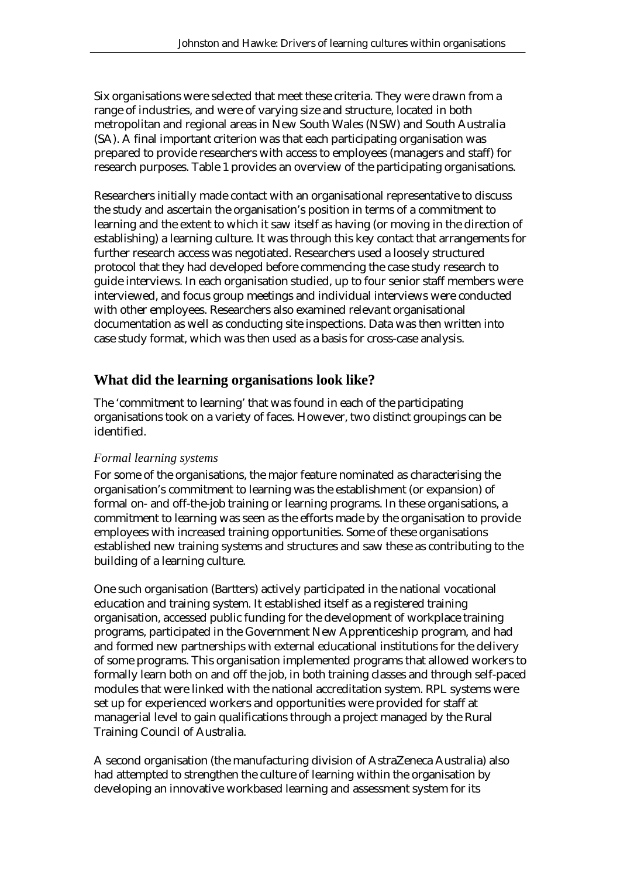Six organisations were selected that meet these criteria. They were drawn from a range of industries, and were of varying size and structure, located in both metropolitan and regional areas in New South Wales (NSW) and South Australia (SA). A final important criterion was that each participating organisation was prepared to provide researchers with access to employees (managers and staff) for research purposes. Table 1 provides an overview of the participating organisations.

Researchers initially made contact with an organisational representative to discuss the study and ascertain the organisation's position in terms of a commitment to learning and the extent to which it saw itself as having (or moving in the direction of establishing) a learning culture. It was through this key contact that arrangements for further research access was negotiated. Researchers used a loosely structured protocol that they had developed before commencing the case study research to guide interviews. In each organisation studied, up to four senior staff members were interviewed, and focus group meetings and individual interviews were conducted with other employees. Researchers also examined relevant organisational documentation as well as conducting site inspections. Data was then written into case study format, which was then used as a basis for cross-case analysis.

## What did the learning organisations look like?

The 'commitment to learning' that was found in each of the participating organisations took on a variety of faces. However, two distinct groupings can be identified.

### *Formal learning systems*

For some of the organisations, the major feature nominated as characterising the organisation's commitment to learning was the establishment (or expansion) of formal on- and off-the-job training or learning programs. In these organisations, a commitment to learning was seen as the efforts made by the organisation to provide employees with increased training opportunities. Some of these organisations established new training systems and structures and saw these as contributing to the building of a learning culture.

One such organisation (Bartters) actively participated in the national vocational education and training system. It established itself as a registered training organisation, accessed public funding for the development of workplace training programs, participated in the Government New Apprenticeship program, and had and formed new partnerships with external educational institutions for the delivery of some programs. This organisation implemented programs that allowed workers to formally learn both on and off the job, in both training classes and through self-paced modules that were linked with the national accreditation system. RPL systems were set up for experienced workers and opportunities were provided for staff at managerial level to gain qualifications through a project managed by the Rural Training Council of Australia.

A second organisation (the manufacturing division of AstraZeneca Australia) also had attempted to strengthen the culture of learning within the organisation by developing an innovative workbased learning and assessment system for its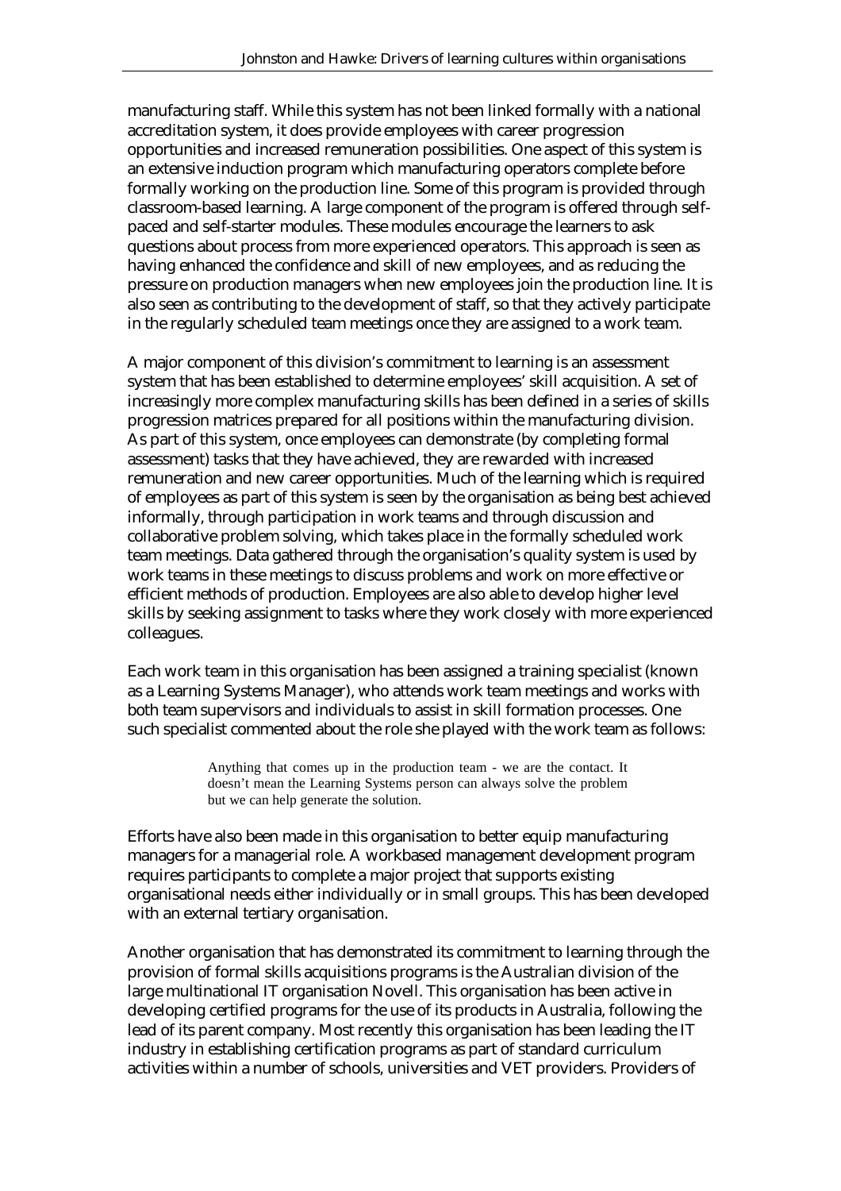manufacturing staff. While this system has not been linked formally with a national accreditation system, it does provide employees with career progression opportunities and increased remuneration possibilities. One aspect of this system is an extensive induction program which manufacturing operators complete before formally working on the production line. Some of this program is provided through classroom-based learning. A large component of the program is offered through self-paced and self-starter modules. These modules encourage the learners to ask questions about process from more experienced operators. This approach is seen as having enhanced the confidence and skill of new employees, and as reducing the pressure on production managers when new employees join the production line. It is also seen as contributing to the development of staff, so that they actively participate in the regularly scheduled team meetings once they are assigned to a work team.

A major component of this division's commitment to learning is an assessment system that has been established to determine employees' skill acquisition. A set of increasingly more complex manufacturing skills has been defined in a series of skills progression matrices prepared for all positions within the manufacturing division. As part of this system, once employees can demonstrate (by completing formal assessment) tasks that they have achieved, they are rewarded with increased remuneration and new career opportunities. Much of the learning which is required of employees as part of this system is seen by the organisation as being best achieved informally, through participation in work teams and through discussion and collaborative problem solving, which takes place in the formally scheduled work team meetings. Data gathered through the organisation's quality system is used by work teams in these meetings to discuss problems and work on more effective or efficient methods of production. Employees are also able to develop higher level skills by seeking assignment to tasks where they work closely with more experienced colleagues.

Each work team in this organisation has been assigned a training specialist (known as a Learning Systems Manager), who attends work team meetings and works with both team supervisors and individuals to assist in skill formation processes. One such specialist commented about the role she played with the work team as follows:

> Anything that comes up in the production team - we are the contact. It doesn't mean the Learning Systems person can always solve the problem but we can help generate the solution.

Efforts have also been made in this organisation to better equip manufacturing managers for a managerial role. A workbased management development program requires participants to complete a major project that supports existing organisational needs either individually or in small groups. This has been developed with an external tertiary organisation.

Another organisation that has demonstrated its commitment to learning through the provision of formal skills acquisitions programs is the Australian division of the large multinational IT organisation Novell. This organisation has been active in developing certified programs for the use of its products in Australia, following the lead of its parent company. Most recently this organisation has been leading the IT industry in establishing certification programs as part of standard curriculum activities within a number of schools, universities and VET providers. Providers of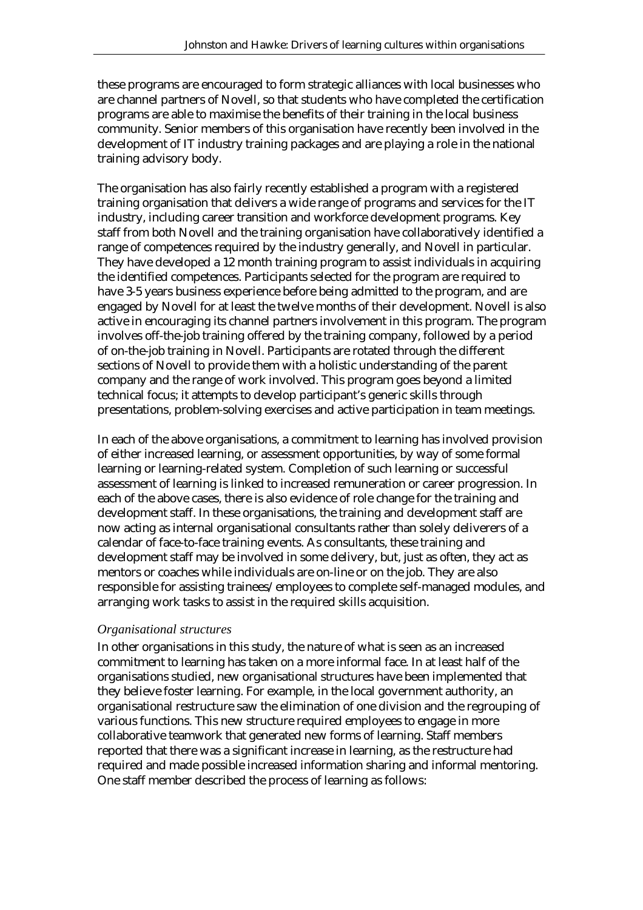these programs are encouraged to form strategic alliances with local businesses who are channel partners of Novell, so that students who have completed the certification programs are able to maximise the benefits of their training in the local business community. Senior members of this organisation have recently been involved in the development of IT industry training packages and are playing a role in the national training advisory body.

The organisation has also fairly recently established a program with a registered training organisation that delivers a wide range of programs and services for the IT industry, including career transition and workforce development programs. Key staff from both Novell and the training organisation have collaboratively identified a range of competences required by the industry generally, and Novell in particular. They have developed a 12 month training program to assist individuals in acquiring the identified competences. Participants selected for the program are required to have 3-5 years business experience before being admitted to the program, and are engaged by Novell for at least the twelve months of their development. Novell is also active in encouraging its channel partners involvement in this program. The program involves off-the-job training offered by the training company, followed by a period of on-the-job training in Novell. Participants are rotated through the different sections of Novell to provide them with a holistic understanding of the parent company and the range of work involved. This program goes beyond a limited technical focus; it attempts to develop participant's generic skills through presentations, problem-solving exercises and active participation in team meetings.

In each of the above organisations, a commitment to learning has involved provision of either increased learning, or assessment opportunities, by way of some formal learning or learning-related system. Completion of such learning or successful assessment of learning is linked to increased remuneration or career progression. In each of the above cases, there is also evidence of role change for the training and development staff. In these organisations, the training and development staff are now acting as internal organisational consultants rather than solely deliverers of a calendar of face-to-face training events. As consultants, these training and development staff may be involved in some delivery, but, just as often, they act as mentors or coaches while individuals are on-line or on the job. They are also responsible for assisting trainees/employees to complete self-managed modules, and arranging work tasks to assist in the required skills acquisition.

*Organisational structures*

In other organisations in this study, the nature of what is seen as an increased commitment to learning has taken on a more informal face. In at least half of the organisations studied, new organisational structures have been implemented that they believe foster learning. For example, in the local government authority, an organisational restructure saw the elimination of one division and the regrouping of various functions. This new structure required employees to engage in more collaborative teamwork that generated new forms of learning. Staff members reported that there was a significant increase in learning, as the restructure had required and made possible increased information sharing and informal mentoring. One staff member described the process of learning as follows: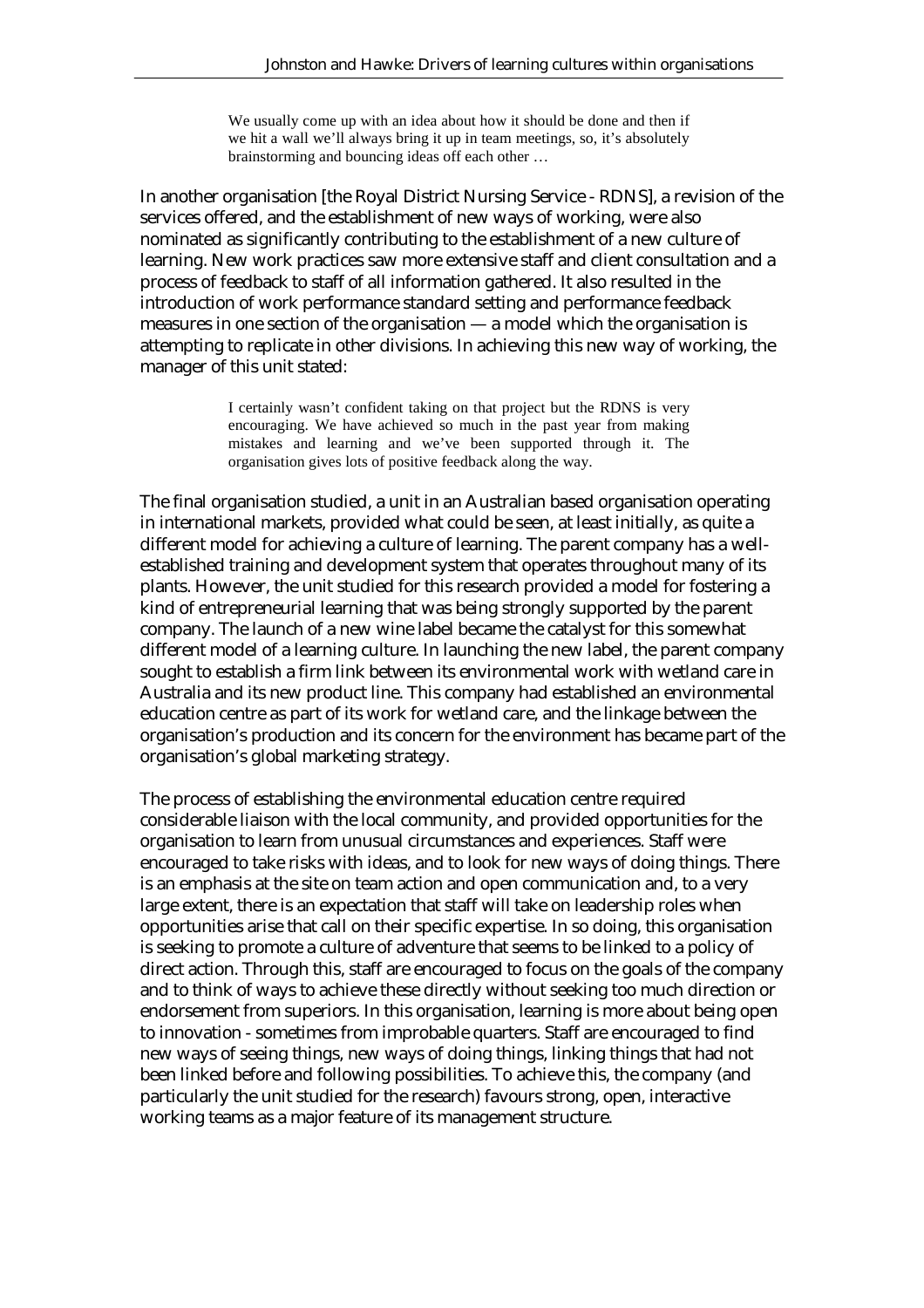> We usually come up with an idea about how it should be done and then if we hit a wall we'll always bring it up in team meetings, so, it's absolutely brainstorming and bouncing ideas off each other …

In another organisation [the Royal District Nursing Service - RDNS], a revision of the services offered, and the establishment of new ways of working, were also nominated as significantly contributing to the establishment of a new culture of learning. New work practices saw more extensive staff and client consultation and a process of feedback to staff of all information gathered. It also resulted in the introduction of work performance standard setting and performance feedback measures in one section of the organisation — a model which the organisation is attempting to replicate in other divisions. In achieving this new way of working, the manager of this unit stated:

> I certainly wasn't confident taking on that project but the RDNS is very encouraging. We have achieved so much in the past year from making mistakes and learning and we've been supported through it. The organisation gives lots of positive feedback along the way.

The final organisation studied, a unit in an Australian based organisation operating in international markets, provided what could be seen, at least initially, as quite a different model for achieving a culture of learning. The parent company has a well-established training and development system that operates throughout many of its plants. However, the unit studied for this research provided a model for fostering a kind of entrepreneurial learning that was being strongly supported by the parent company. The launch of a new wine label became the catalyst for this somewhat different model of a learning culture. In launching the new label, the parent company sought to establish a firm link between its environmental work with wetland care in Australia and its new product line. This company had established an environmental education centre as part of its work for wetland care, and the linkage between the organisation's production and its concern for the environment has became part of the organisation's global marketing strategy.

The process of establishing the environmental education centre required considerable liaison with the local community, and provided opportunities for the organisation to learn from unusual circumstances and experiences. Staff were encouraged to take risks with ideas, and to look for new ways of doing things. There is an emphasis at the site on team action and open communication and, to a very large extent, there is an expectation that staff will take on leadership roles when opportunities arise that call on their specific expertise. In so doing, this organisation is seeking to promote a culture of adventure that seems to be linked to a policy of direct action. Through this, staff are encouraged to focus on the goals of the company and to think of ways to achieve these directly without seeking too much direction or endorsement from superiors. In this organisation, learning is more about being open to innovation - sometimes from improbable quarters. Staff are encouraged to find new ways of seeing things, new ways of doing things, linking things that had not been linked before and following possibilities. To achieve this, the company (and particularly the unit studied for the research) favours strong, open, interactive working teams as a major feature of its management structure.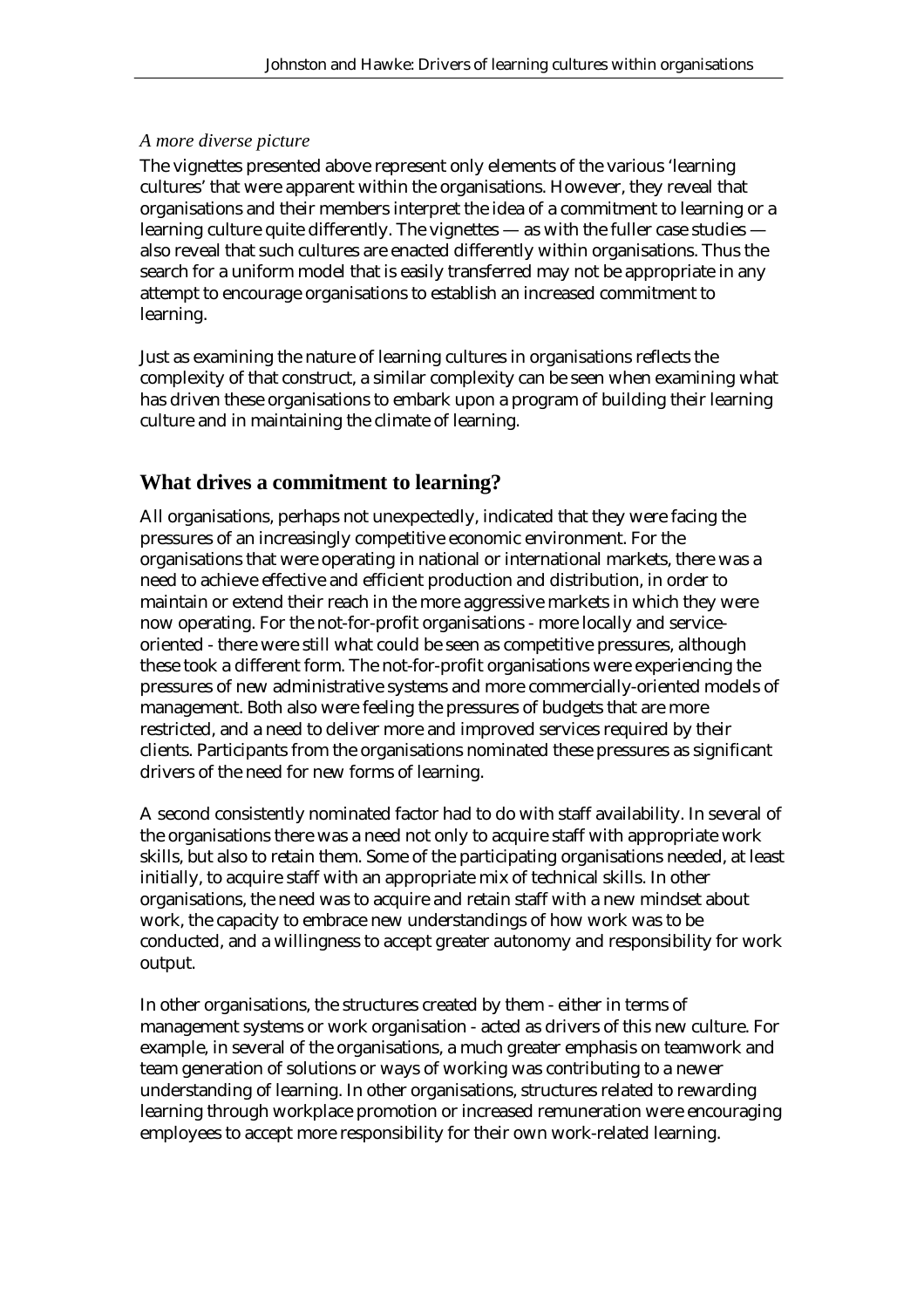*A more diverse picture*

The vignettes presented above represent only elements of the various 'learning cultures' that were apparent within the organisations. However, they reveal that organisations and their members interpret the idea of a commitment to learning or a learning culture quite differently. The vignettes — as with the fuller case studies — also reveal that such cultures are enacted differently within organisations. Thus the search for a uniform model that is easily transferred may not be appropriate in any attempt to encourage organisations to establish an increased commitment to learning.

Just as examining the nature of learning cultures in organisations reflects the complexity of that construct, a similar complexity can be seen when examining what has driven these organisations to embark upon a program of building their learning culture and in maintaining the climate of learning.

## What drives a commitment to learning?

All organisations, perhaps not unexpectedly, indicated that they were facing the pressures of an increasingly competitive economic environment. For the organisations that were operating in national or international markets, there was a need to achieve effective and efficient production and distribution, in order to maintain or extend their reach in the more aggressive markets in which they were now operating. For the not-for-profit organisations - more locally and service-oriented - there were still what could be seen as competitive pressures, although these took a different form. The not-for-profit organisations were experiencing the pressures of new administrative systems and more commercially-oriented models of management. Both also were feeling the pressures of budgets that are more restricted, and a need to deliver more and improved services required by their clients. Participants from the organisations nominated these pressures as significant drivers of the need for new forms of learning.

A second consistently nominated factor had to do with staff availability. In several of the organisations there was a need not only to acquire staff with appropriate work skills, but also to retain them. Some of the participating organisations needed, at least initially, to acquire staff with an appropriate mix of technical skills. In other organisations, the need was to acquire and retain staff with a new mindset about work, the capacity to embrace new understandings of how work was to be conducted, and a willingness to accept greater autonomy and responsibility for work output.

In other organisations, the structures created by them - either in terms of management systems or work organisation - acted as drivers of this new culture. For example, in several of the organisations, a much greater emphasis on teamwork and team generation of solutions or ways of working was contributing to a newer understanding of learning. In other organisations, structures related to rewarding learning through workplace promotion or increased remuneration were encouraging employees to accept more responsibility for their own work-related learning.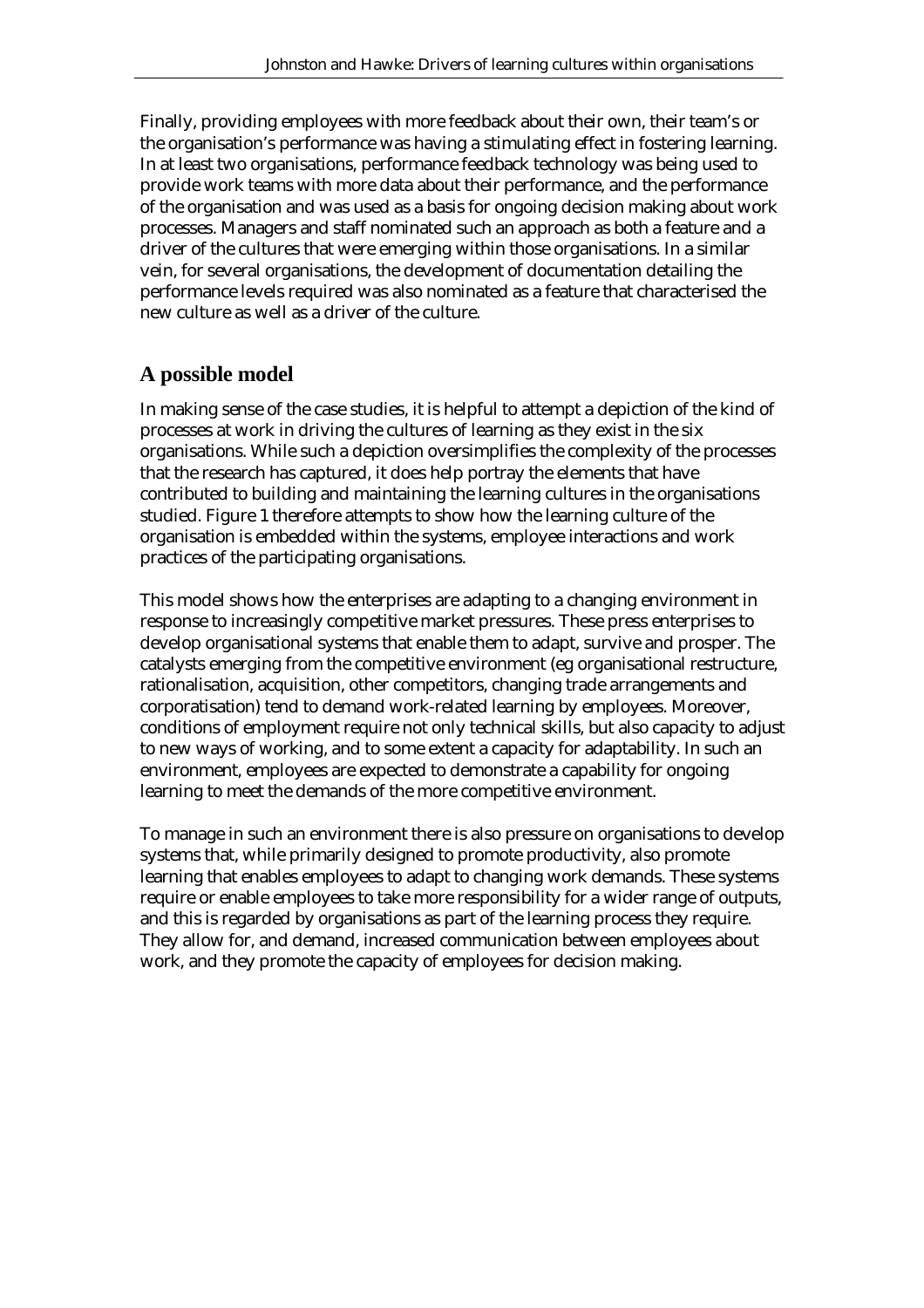Finally, providing employees with more feedback about their own, their team's or the organisation's performance was having a stimulating effect in fostering learning. In at least two organisations, performance feedback technology was being used to provide work teams with more data about their performance, and the performance of the organisation and was used as a basis for ongoing decision making about work processes. Managers and staff nominated such an approach as both a feature and a driver of the cultures that were emerging within those organisations. In a similar vein, for several organisations, the development of documentation detailing the performance levels required was also nominated as a feature that characterised the new culture as well as a driver of the culture.

## A possible model

In making sense of the case studies, it is helpful to attempt a depiction of the kind of processes at work in driving the cultures of learning as they exist in the six organisations. While such a depiction oversimplifies the complexity of the processes that the research has captured, it does help portray the elements that have contributed to building and maintaining the learning cultures in the organisations studied. Figure 1 therefore attempts to show how the learning culture of the organisation is embedded within the systems, employee interactions and work practices of the participating organisations.

This model shows how the enterprises are adapting to a changing environment in response to increasingly competitive market pressures. These press enterprises to develop organisational systems that enable them to adapt, survive and prosper. The catalysts emerging from the competitive environment (eg organisational restructure, rationalisation, acquisition, other competitors, changing trade arrangements and corporatisation) tend to demand work-related learning by employees. Moreover, conditions of employment require not only technical skills, but also capacity to adjust to new ways of working, and to some extent a capacity for adaptability. In such an environment, employees are expected to demonstrate a capability for ongoing learning to meet the demands of the more competitive environment.

To manage in such an environment there is also pressure on organisations to develop systems that, while primarily designed to promote productivity, also promote learning that enables employees to adapt to changing work demands. These systems require or enable employees to take more responsibility for a wider range of outputs, and this is regarded by organisations as part of the learning process they require. They allow for, and demand, increased communication between employees about work, and they promote the capacity of employees for decision making.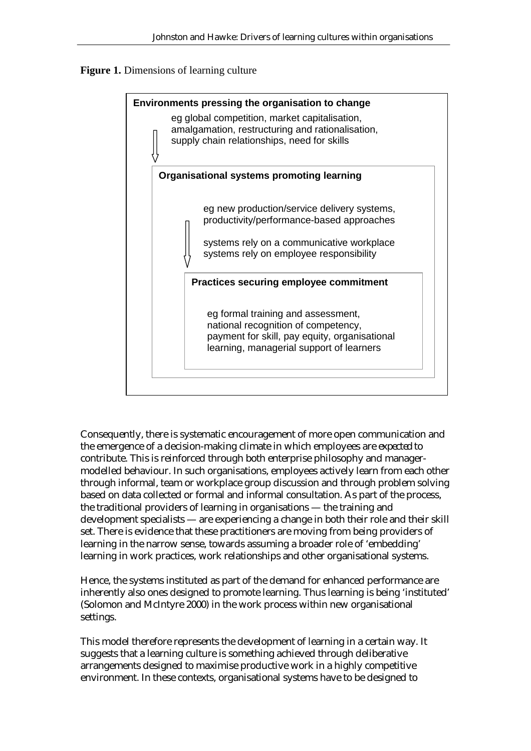**Figure 1.** Dimensions of learning culture

**Environments pressing the organisation to change**

eg global competition, market capitalisation, amalgamation, restructuring and rationalisation, supply chain relationships, need for skills

↓

**Organisational systems promoting learning**

eg new production/service delivery systems, productivity/performance-based approaches

systems rely on a communicative workplace
systems rely on employee responsibility

↓

**Practices securing employee commitment**

eg formal training and assessment, national recognition of competency, payment for skill, pay equity, organisational learning, managerial support of learners

Consequently, there is systematic encouragement of more open communication and the emergence of a decision-making climate in which employees are *expected* to contribute. This is reinforced through both enterprise philosophy and manager-modelled behaviour. In such organisations, employees actively learn from each other through informal, team or workplace group discussion and through problem solving based on data collected or formal and informal consultation. As part of the process, the traditional providers of learning in organisations — the training and development specialists — are experiencing a change in both their role and their skill set. There is evidence that these practitioners are moving from being providers of learning in the narrow sense, towards assuming a broader role of 'embedding' learning in work practices, work relationships and other organisational systems.

Hence, the systems instituted as part of the demand for enhanced performance are inherently also ones designed to promote learning. Thus learning is being 'instituted' (Solomon and McIntyre 2000) in the work process within new organisational settings.

This model therefore represents the development of learning in a certain way. It suggests that a learning culture is something achieved through deliberative arrangements designed to maximise productive work in a highly competitive environment. In these contexts, organisational systems have to be designed to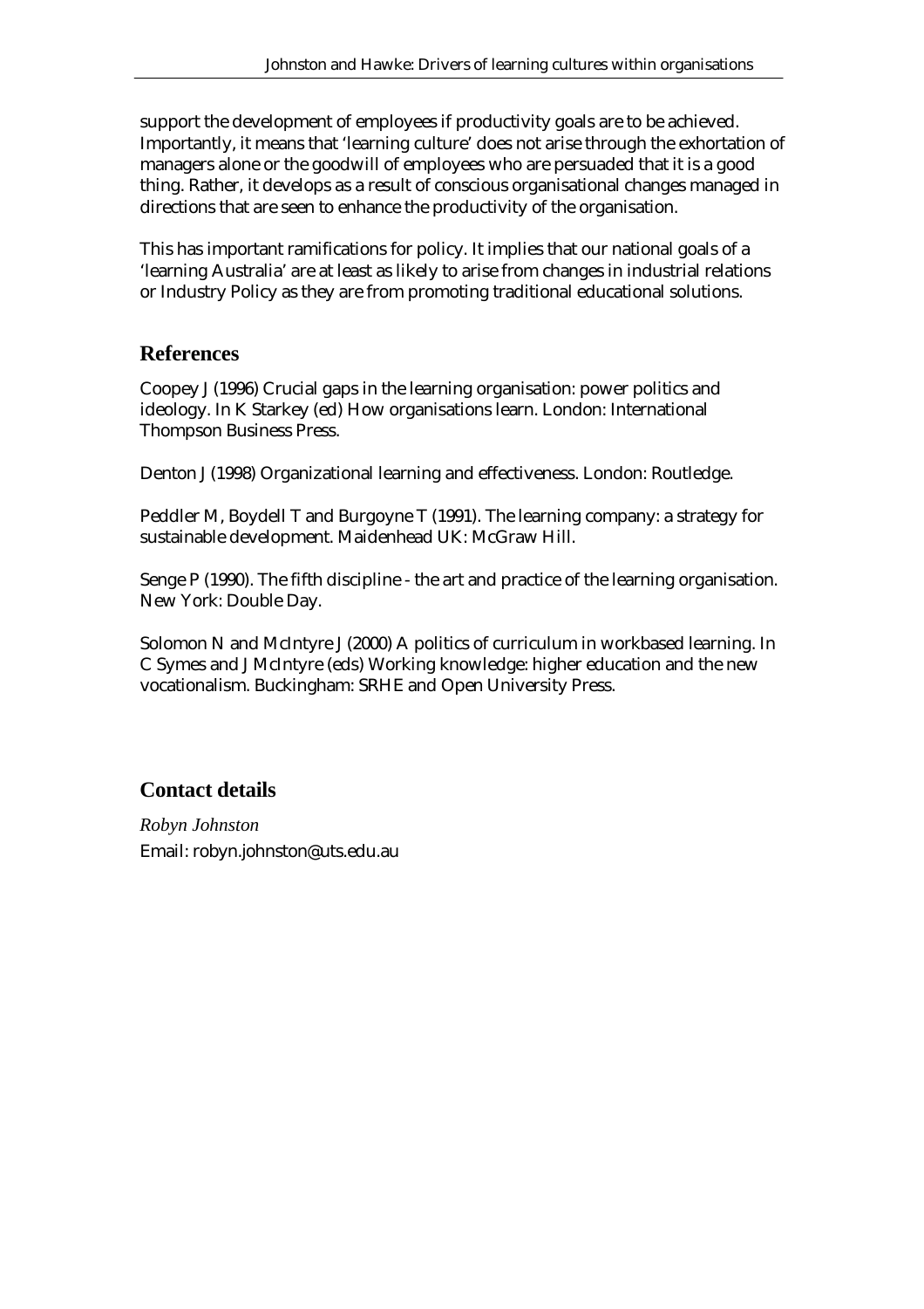support the development of employees if productivity goals are to be achieved. Importantly, it means that 'learning culture' does not arise through the exhortation of managers alone or the goodwill of employees who are persuaded that it is a good thing. Rather, it develops as a result of conscious organisational changes managed in directions that are seen to enhance the productivity of the organisation.

This has important ramifications for policy. It implies that our national goals of a 'learning Australia' are at least as likely to arise from changes in industrial relations or Industry Policy as they are from promoting traditional educational solutions.

## References

Coopey J (1996) Crucial gaps in the learning organisation: power politics and ideology. In K Starkey (ed) How organisations learn. London: International Thompson Business Press.

Denton J (1998) Organizational learning and effectiveness. London: Routledge.

Peddler M, Boydell T and Burgoyne T (1991). The learning company: a strategy for sustainable development. Maidenhead UK: McGraw Hill.

Senge P (1990). The fifth discipline - the art and practice of the learning organisation. New York: Double Day.

Solomon N and McIntyre J (2000) A politics of curriculum in workbased learning. In C Symes and J McIntyre (eds) Working knowledge: higher education and the new vocationalism. Buckingham: SRHE and Open University Press.

## Contact details

*Robyn Johnston*
Email: robyn.johnston@uts.edu.au